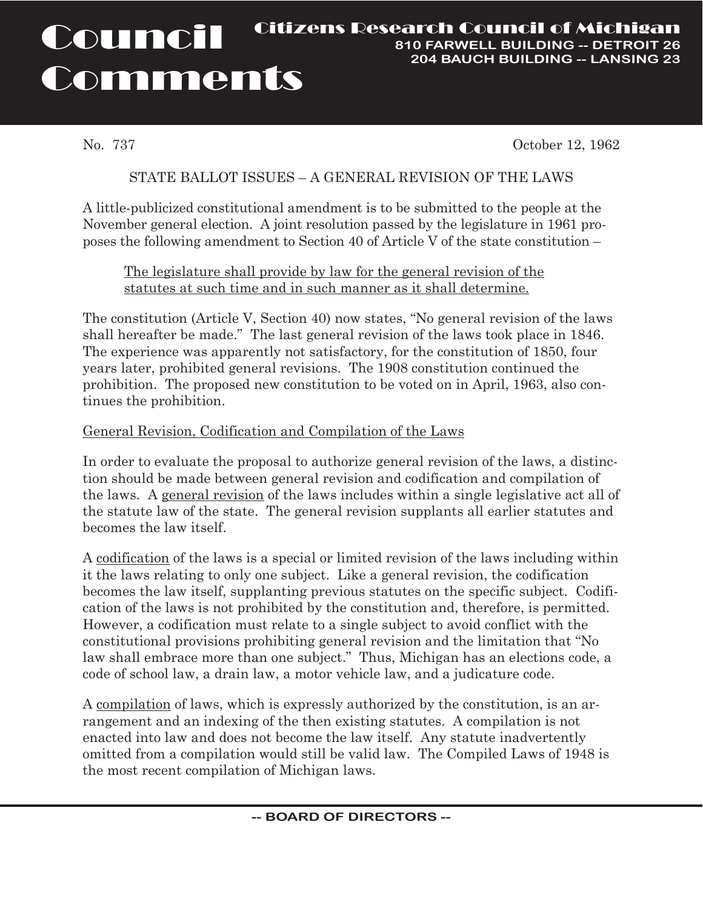# Council Comments

**Citizens Research Council of Michigan**
**810 FARWELL BUILDING -- DETROIT 26**
**204 BAUCH BUILDING -- LANSING 23**

No. 737 October 12, 1962

STATE BALLOT ISSUES – A GENERAL REVISION OF THE LAWS

A little-publicized constitutional amendment is to be submitted to the people at the November general election. A joint resolution passed by the legislature in 1961 proposes the following amendment to Section 40 of Article V of the state constitution –

> <u>The legislature shall provide by law for the general revision of the statutes at such time and in such manner as it shall determine.</u>

The constitution (Article V, Section 40) now states, "No general revision of the laws shall hereafter be made." The last general revision of the laws took place in 1846. The experience was apparently not satisfactory, for the constitution of 1850, four years later, prohibited general revisions. The 1908 constitution continued the prohibition. The proposed new constitution to be voted on in April, 1963, also continues the prohibition.

<u>General Revision, Codification and Compilation of the Laws</u>

In order to evaluate the proposal to authorize general revision of the laws, a distinction should be made between general revision and codification and compilation of the laws. A <u>general revision</u> of the laws includes within a single legislative act all of the statute law of the state. The general revision supplants all earlier statutes and becomes the law itself.

A <u>codification</u> of the laws is a special or limited revision of the laws including within it the laws relating to only one subject. Like a general revision, the codification becomes the law itself, supplanting previous statutes on the specific subject. Codification of the laws is not prohibited by the constitution and, therefore, is permitted. However, a codification must relate to a single subject to avoid conflict with the constitutional provisions prohibiting general revision and the limitation that "No law shall embrace more than one subject." Thus, Michigan has an elections code, a code of school law, a drain law, a motor vehicle law, and a judicature code.

A <u>compilation</u> of laws, which is expressly authorized by the constitution, is an arrangement and an indexing of the then existing statutes. A compilation is not enacted into law and does not become the law itself. Any statute inadvertently omitted from a compilation would still be valid law. The Compiled Laws of 1948 is the most recent compilation of Michigan laws.

-- BOARD OF DIRECTORS --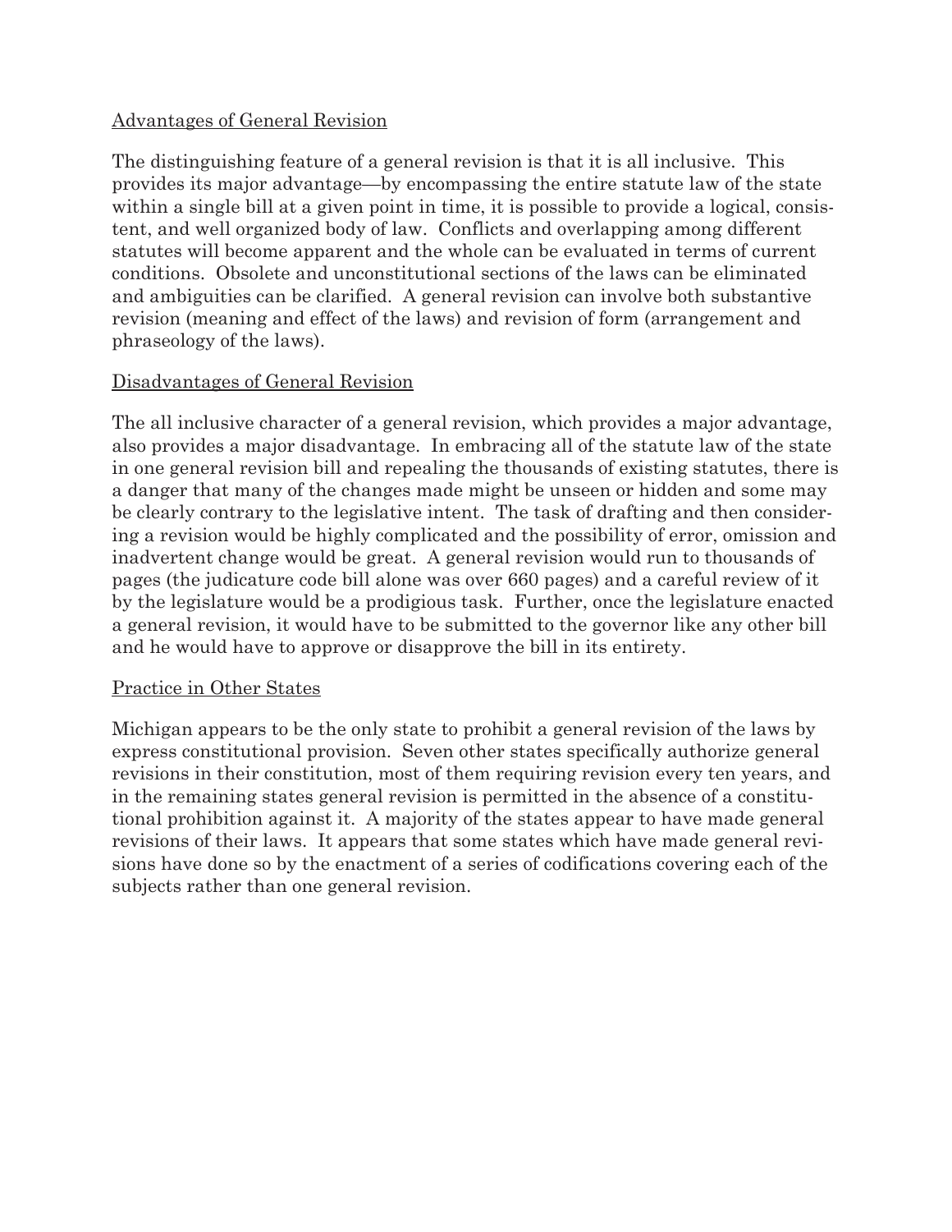## Advantages of General Revision

The distinguishing feature of a general revision is that it is all inclusive. This provides its major advantage—by encompassing the entire statute law of the state within a single bill at a given point in time, it is possible to provide a logical, consistent, and well organized body of law. Conflicts and overlapping among different statutes will become apparent and the whole can be evaluated in terms of current conditions. Obsolete and unconstitutional sections of the laws can be eliminated and ambiguities can be clarified. A general revision can involve both substantive revision (meaning and effect of the laws) and revision of form (arrangement and phraseology of the laws).

## Disadvantages of General Revision

The all inclusive character of a general revision, which provides a major advantage, also provides a major disadvantage. In embracing all of the statute law of the state in one general revision bill and repealing the thousands of existing statutes, there is a danger that many of the changes made might be unseen or hidden and some may be clearly contrary to the legislative intent. The task of drafting and then considering a revision would be highly complicated and the possibility of error, omission and inadvertent change would be great. A general revision would run to thousands of pages (the judicature code bill alone was over 660 pages) and a careful review of it by the legislature would be a prodigious task. Further, once the legislature enacted a general revision, it would have to be submitted to the governor like any other bill and he would have to approve or disapprove the bill in its entirety.

## Practice in Other States

Michigan appears to be the only state to prohibit a general revision of the laws by express constitutional provision. Seven other states specifically authorize general revisions in their constitution, most of them requiring revision every ten years, and in the remaining states general revision is permitted in the absence of a constitutional prohibition against it. A majority of the states appear to have made general revisions of their laws. It appears that some states which have made general revisions have done so by the enactment of a series of codifications covering each of the subjects rather than one general revision.